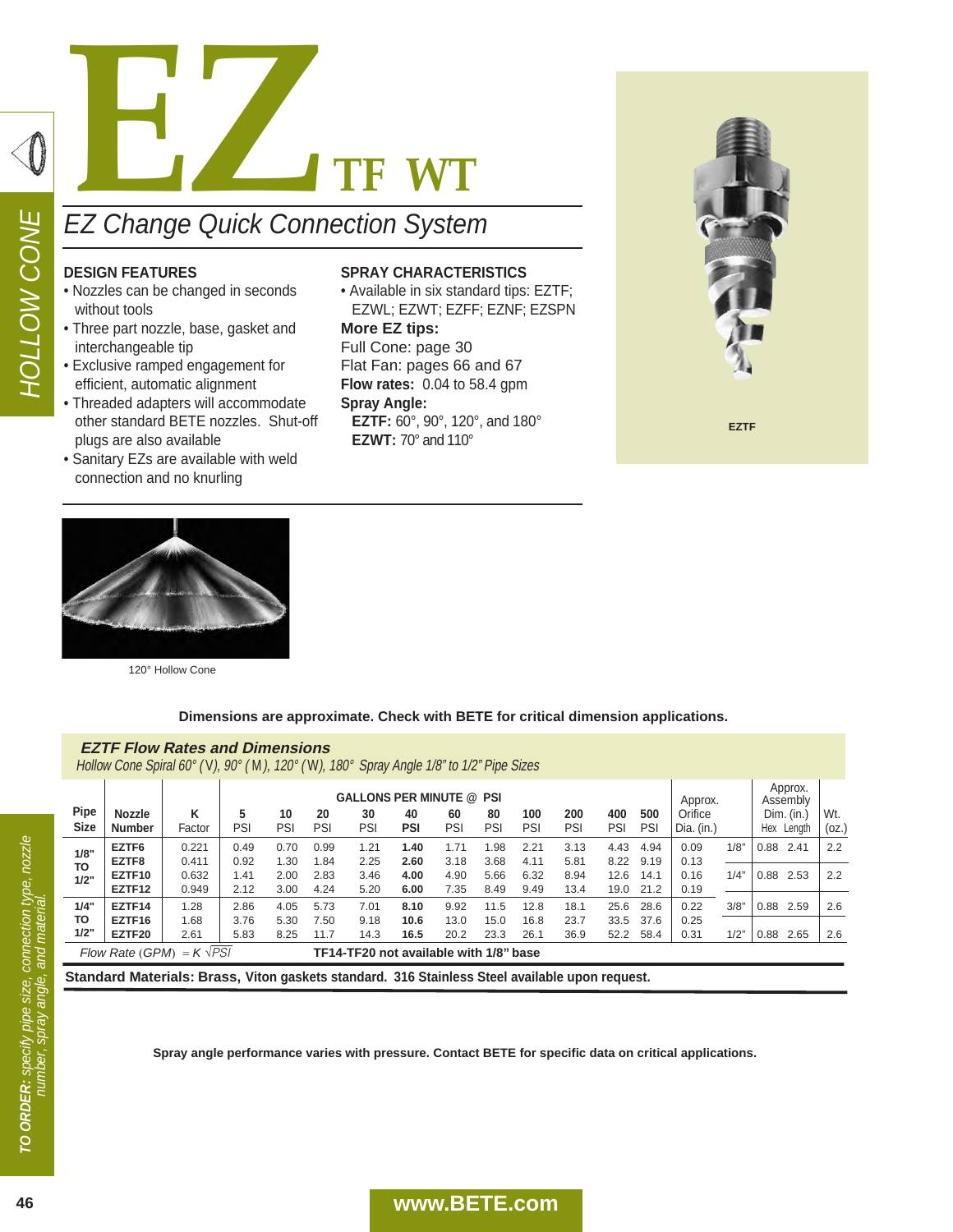# EZ TF WT

## EZ Change Quick Connection System

### DESIGN FEATURES

- Nozzles can be changed in seconds without tools
- Three part nozzle, base, gasket and interchangeable tip
- Exclusive ramped engagement for efficient, automatic alignment
- Threaded adapters will accommodate other standard BETE nozzles. Shut-off plugs are also available
- Sanitary EZs are available with weld connection and no knurling

### SPRAY CHARACTERISTICS

- Available in six standard tips: EZTF; EZWL; EZWT; EZFF; EZNF; EZSPN

**More EZ tips:**
Full Cone: page 30
Flat Fan: pages 66 and 67

**Flow rates:** 0.04 to 58.4 gpm

**Spray Angle:**
**EZTF:** 60°, 90°, 120°, and 180°
**EZWT:** 70° and 110°

EZTF

120° Hollow Cone

**Dimensions are approximate. Check with BETE for critical dimension applications.**

### *EZTF Flow Rates and Dimensions*

*Hollow Cone Spiral 60° (V), 90° (M), 120° (W), 180° Spray Angle 1/8" to 1/2" Pipe Sizes*

| Pipe Size | Nozzle Number | K Factor | GALLONS PER MINUTE @ PSI 5 PSI | 10 PSI | 20 PSI | 30 PSI | 40 PSI | 60 PSI | 80 PSI | 100 PSI | 200 PSI | 400 PSI | 500 PSI | Approx. Orifice Dia. (in.) | Approx. Assembly Dim. (in.) Hex | Length | Wt. (oz.) |
|---|---|---|---|---|---|---|---|---|---|---|---|---|---|---|---|---|---|
| 1/8" TO 1/2" | EZTF6 | 0.221 | 0.49 | 0.70 | 0.99 | 1.21 | **1.40** | 1.71 | 1.98 | 2.21 | 3.13 | 4.43 | 4.94 | 0.09 | 1/8" 0.88 | 2.41 | 2.2 |
| | EZTF8 | 0.411 | 0.92 | 1.30 | 1.84 | 2.25 | **2.60** | 3.18 | 3.68 | 4.11 | 5.81 | 8.22 | 9.19 | 0.13 | | | |
| | EZTF10 | 0.632 | 1.41 | 2.00 | 2.83 | 3.46 | **4.00** | 4.90 | 5.66 | 6.32 | 8.94 | 12.6 | 14.1 | 0.16 | 1/4" 0.88 | 2.53 | 2.2 |
| | EZTF12 | 0.949 | 2.12 | 3.00 | 4.24 | 5.20 | **6.00** | 7.35 | 8.49 | 9.49 | 13.4 | 19.0 | 21.2 | 0.19 | | | |
| 1/4" TO 1/2" | EZTF14 | 1.28 | 2.86 | 4.05 | 5.73 | 7.01 | **8.10** | 9.92 | 11.5 | 12.8 | 18.1 | 25.6 | 28.6 | 0.22 | 3/8" 0.88 | 2.59 | 2.6 |
| | EZTF16 | 1.68 | 3.76 | 5.30 | 7.50 | 9.18 | **10.6** | 13.0 | 15.0 | 16.8 | 23.7 | 33.5 | 37.6 | 0.25 | | | |
| | EZTF20 | 2.61 | 5.83 | 8.25 | 11.7 | 14.3 | **16.5** | 20.2 | 23.3 | 26.1 | 36.9 | 52.2 | 58.4 | 0.31 | 1/2" 0.88 | 2.65 | 2.6 |

*Flow Rate (GPM)* $= K\sqrt{PSI}$ **TF14-TF20 not available with 1/8" base**

**Standard Materials: Brass, Viton gaskets standard. 316 Stainless Steel available upon request.**

**Spray angle performance varies with pressure. Contact BETE for specific data on critical applications.**

***TO ORDER:** specify pipe size, connection type, nozzle number, spray angle, and material.*

www.BETE.com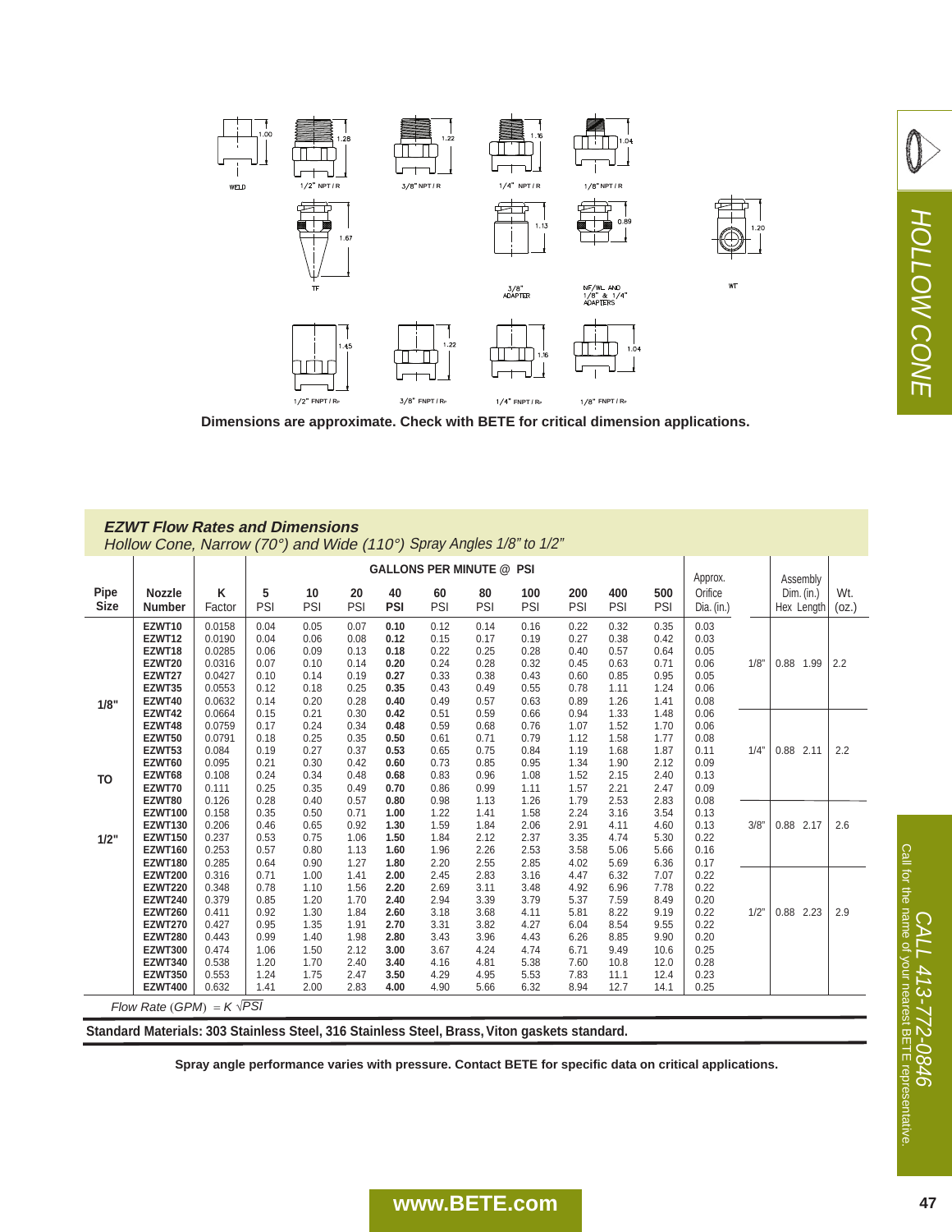WELD

1/2" NPT / R

3/8" NPT / R

1/4" NPT / R

1/8" NPT / R

TF

3/8" ADAPTER

NF/WL AND 1/8" & 1/4" ADAPTERS

WT

1/2" FNPT / Rp

3/8" FNPT / Rp

1/4" FNPT / Rp

1/8" FNPT / Rp

**Dimensions are approximate. Check with BETE for critical dimension applications.**

## *EZWT Flow Rates and Dimensions*

*Hollow Cone, Narrow (70°) and Wide (110°) Spray Angles 1/8" to 1/2"*

| Pipe Size | Nozzle Number | K Factor | 5 PSI | 10 PSI | 20 PSI | 40 PSI | 60 PSI | 80 PSI | 100 PSI | 200 PSI | 400 PSI | 500 PSI | Approx. Orifice Dia. (in.) | | Assembly Dim. (in.) Hex Length | Wt. (oz.) |
|---|---|---|---|---|---|---|---|---|---|---|---|---|---|---|---|---|
| | | | GALLONS PER MINUTE @ PSI | | | | | | | | | | | | | |
| 1/8" TO 1/2" | **EZWT10** | 0.0158 | 0.04 | 0.05 | 0.07 | **0.10** | 0.12 | 0.14 | 0.16 | 0.22 | 0.32 | 0.35 | 0.03 | 1/8" | 0.88 1.99 | 2.2 |
| | **EZWT12** | 0.0190 | 0.04 | 0.06 | 0.08 | **0.12** | 0.15 | 0.17 | 0.19 | 0.27 | 0.38 | 0.42 | 0.03 | | | |
| | **EZWT18** | 0.0285 | 0.06 | 0.09 | 0.13 | **0.18** | 0.22 | 0.25 | 0.28 | 0.40 | 0.57 | 0.64 | 0.05 | | | |
| | **EZWT20** | 0.0316 | 0.07 | 0.10 | 0.14 | **0.20** | 0.24 | 0.28 | 0.32 | 0.45 | 0.63 | 0.71 | 0.06 | | | |
| | **EZWT27** | 0.0427 | 0.10 | 0.14 | 0.19 | **0.27** | 0.33 | 0.38 | 0.43 | 0.60 | 0.85 | 0.95 | 0.05 | | | |
| | **EZWT35** | 0.0553 | 0.12 | 0.18 | 0.25 | **0.35** | 0.43 | 0.49 | 0.55 | 0.78 | 1.11 | 1.24 | 0.06 | | | |
| | **EZWT40** | 0.0632 | 0.14 | 0.20 | 0.28 | **0.40** | 0.49 | 0.57 | 0.63 | 0.89 | 1.26 | 1.41 | 0.08 | | | |
| | **EZWT42** | 0.0664 | 0.15 | 0.21 | 0.30 | **0.42** | 0.51 | 0.59 | 0.66 | 0.94 | 1.33 | 1.48 | 0.06 | 1/4" | 0.88 2.11 | 2.2 |
| | **EZWT48** | 0.0759 | 0.17 | 0.24 | 0.34 | **0.48** | 0.59 | 0.68 | 0.76 | 1.07 | 1.52 | 1.70 | 0.06 | | | |
| | **EZWT50** | 0.0791 | 0.18 | 0.25 | 0.35 | **0.50** | 0.61 | 0.71 | 0.79 | 1.12 | 1.58 | 1.77 | 0.08 | | | |
| | **EZWT53** | 0.084 | 0.19 | 0.27 | 0.37 | **0.53** | 0.65 | 0.75 | 0.84 | 1.19 | 1.68 | 1.87 | 0.11 | | | |
| | **EZWT60** | 0.095 | 0.21 | 0.30 | 0.42 | **0.60** | 0.73 | 0.85 | 0.95 | 1.34 | 1.90 | 2.12 | 0.09 | | | |
| | **EZWT68** | 0.108 | 0.24 | 0.34 | 0.48 | **0.68** | 0.83 | 0.96 | 1.08 | 1.52 | 2.15 | 2.40 | 0.13 | | | |
| | **EZWT70** | 0.111 | 0.25 | 0.35 | 0.49 | **0.70** | 0.86 | 0.99 | 1.11 | 1.57 | 2.21 | 2.47 | 0.09 | | | |
| | **EZWT80** | 0.126 | 0.28 | 0.40 | 0.57 | **0.80** | 0.98 | 1.13 | 1.26 | 1.79 | 2.53 | 2.83 | 0.08 | | | |
| | **EZWT100** | 0.158 | 0.35 | 0.50 | 0.71 | **1.00** | 1.22 | 1.41 | 1.58 | 2.24 | 3.16 | 3.54 | 0.13 | 3/8" | 0.88 2.17 | 2.6 |
| | **EZWT130** | 0.206 | 0.46 | 0.65 | 0.92 | **1.30** | 1.59 | 1.84 | 2.06 | 2.91 | 4.11 | 4.60 | 0.13 | | | |
| | **EZWT150** | 0.237 | 0.53 | 0.75 | 1.06 | **1.50** | 1.84 | 2.12 | 2.37 | 3.35 | 4.74 | 5.30 | 0.22 | | | |
| | **EZWT160** | 0.253 | 0.57 | 0.80 | 1.13 | **1.60** | 1.96 | 2.26 | 2.53 | 3.58 | 5.06 | 5.66 | 0.16 | | | |
| | **EZWT180** | 0.285 | 0.64 | 0.90 | 1.27 | **1.80** | 2.20 | 2.55 | 2.85 | 4.02 | 5.69 | 6.36 | 0.17 | | | |
| | **EZWT200** | 0.316 | 0.71 | 1.00 | 1.41 | **2.00** | 2.45 | 2.83 | 3.16 | 4.47 | 6.32 | 7.07 | 0.22 | 1/2" | 0.88 2.23 | 2.9 |
| | **EZWT220** | 0.348 | 0.78 | 1.10 | 1.56 | **2.20** | 2.69 | 3.11 | 3.48 | 4.92 | 6.96 | 7.78 | 0.22 | | | |
| | **EZWT240** | 0.379 | 0.85 | 1.20 | 1.70 | **2.40** | 2.94 | 3.39 | 3.79 | 5.37 | 7.59 | 8.49 | 0.20 | | | |
| | **EZWT260** | 0.411 | 0.92 | 1.30 | 1.84 | **2.60** | 3.18 | 3.68 | 4.11 | 5.81 | 8.22 | 9.19 | 0.22 | | | |
| | **EZWT270** | 0.427 | 0.95 | 1.35 | 1.91 | **2.70** | 3.31 | 3.82 | 4.27 | 6.04 | 8.54 | 9.55 | 0.22 | | | |
| | **EZWT280** | 0.443 | 0.99 | 1.40 | 1.98 | **2.80** | 3.43 | 3.96 | 4.43 | 6.26 | 8.85 | 9.90 | 0.20 | | | |
| | **EZWT300** | 0.474 | 1.06 | 1.50 | 2.12 | **3.00** | 3.67 | 4.24 | 4.74 | 6.71 | 9.49 | 10.6 | 0.25 | | | |
| | **EZWT340** | 0.538 | 1.20 | 1.70 | 2.40 | **3.40** | 4.16 | 4.81 | 5.38 | 7.60 | 10.8 | 12.0 | 0.28 | | | |
| | **EZWT350** | 0.553 | 1.24 | 1.75 | 2.47 | **3.50** | 4.29 | 4.95 | 5.53 | 7.83 | 11.1 | 12.4 | 0.23 | | | |
| | **EZWT400** | 0.632 | 1.41 | 2.00 | 2.83 | **4.00** | 4.90 | 5.66 | 6.32 | 8.94 | 12.7 | 14.1 | 0.25 | | | |

*Flow Rate (GPM)* $= K\sqrt{PSI}$

**Standard Materials: 303 Stainless Steel, 316 Stainless Steel, Brass, Viton gaskets standard.**

**Spray angle performance varies with pressure. Contact BETE for specific data on critical applications.**

HOLLOW CONE

CALL 413-772-0846
Call for the name of your nearest BETE representative.

www.BETE.com